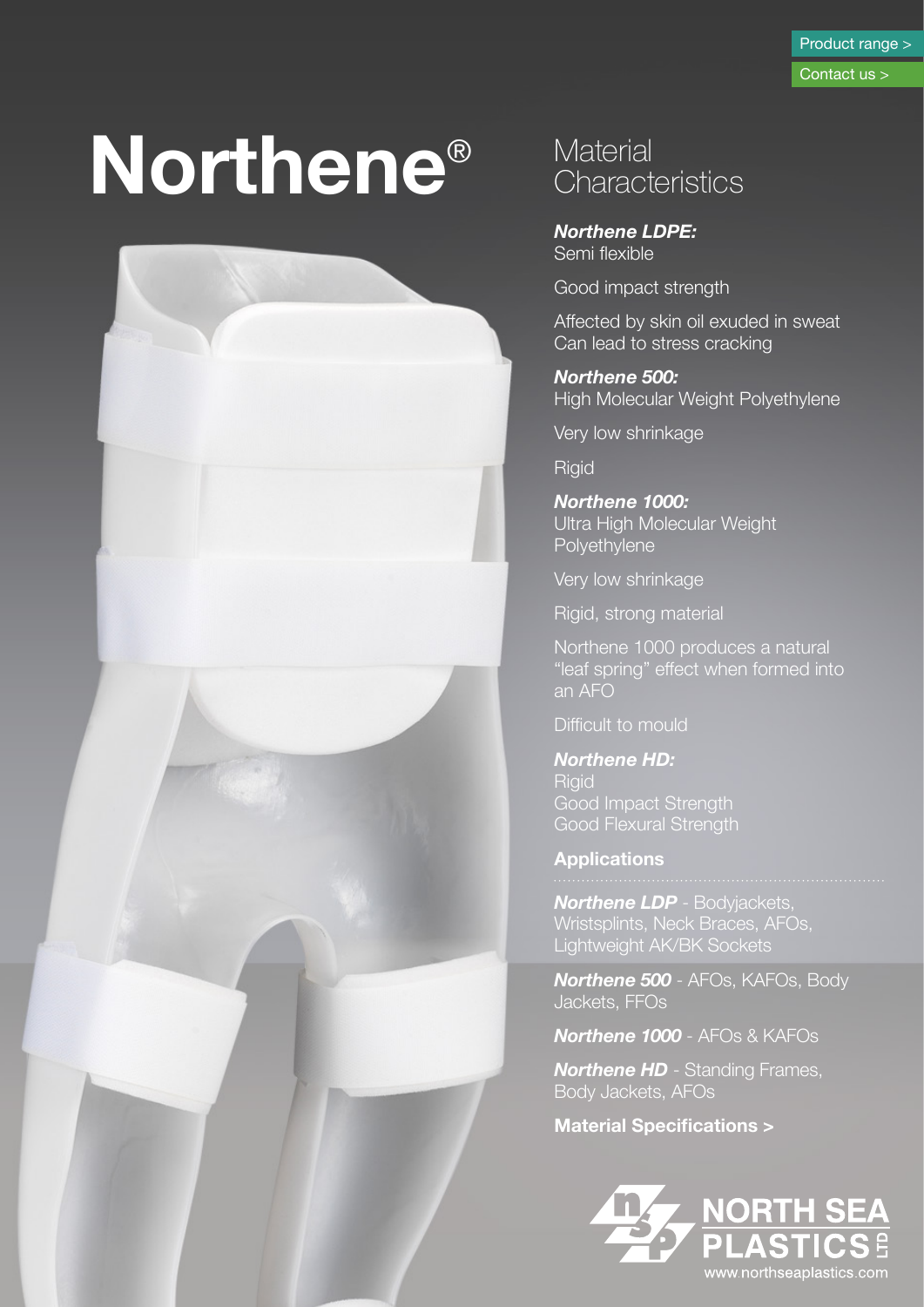Product range >

Contact us >

# Northene®

## Material Characteristics

***Northene LDPE:***
Semi flexible

Good impact strength

Affected by skin oil exuded in sweat
Can lead to stress cracking

***Northene 500:***
High Molecular Weight Polyethylene

Very low shrinkage

Rigid

***Northene 1000:***
Ultra High Molecular Weight Polyethylene

Very low shrinkage

Rigid, strong material

Northene 1000 produces a natural "leaf spring" effect when formed into an AFO

Difficult to mould

***Northene HD:***
Rigid
Good Impact Strength
Good Flexural Strength

### Applications

***Northene LDP*** - Bodyjackets, Wristsplints, Neck Braces, AFOs, Lightweight AK/BK Sockets

***Northene 500*** - AFOs, KAFOs, Body Jackets, FFOs

***Northene 1000*** - AFOs & KAFOs

***Northene HD*** - Standing Frames, Body Jackets, AFOs

**Material Specifications >**

NORTH SEA PLASTICS LTD

www.northseaplastics.com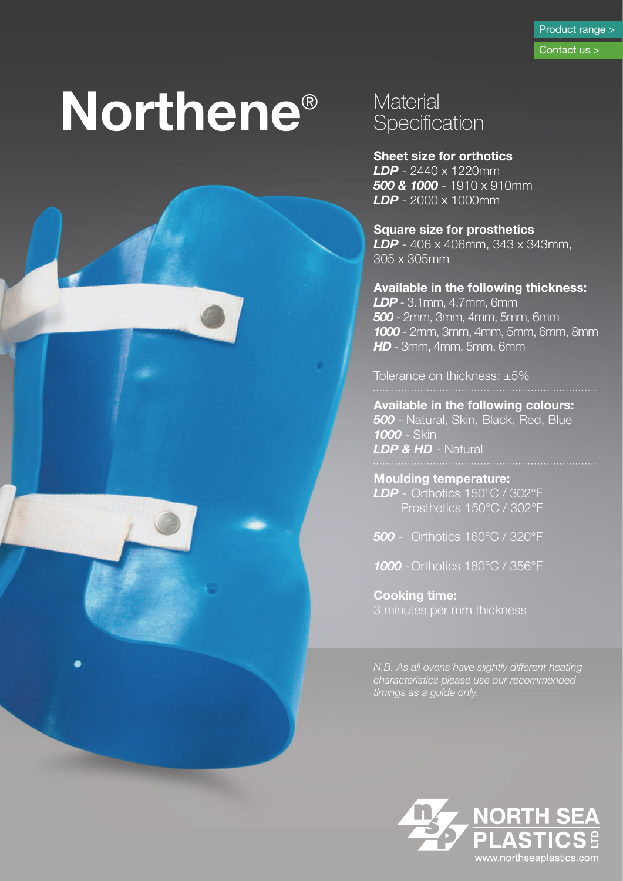Product range >

Contact us >

# Northene®

## Material Specification

**Sheet size for orthotics**
***LDP*** - 2440 x 1220mm
***500 & 1000*** - 1910 x 910mm
***LDP*** - 2000 x 1000mm

**Square size for prosthetics**
***LDP*** - 406 x 406mm, 343 x 343mm, 305 x 305mm

**Available in the following thickness:**
***LDP*** - 3.1mm, 4.7mm, 6mm
***500*** - 2mm, 3mm, 4mm, 5mm, 6mm
***1000*** - 2mm, 3mm, 4mm, 5mm, 6mm, 8mm
***HD*** - 3mm, 4mm, 5mm, 6mm

Tolerance on thickness: ±5%

**Available in the following colours:**
***500*** - Natural, Skin, Black, Red, Blue
***1000*** - Skin
***LDP & HD*** - Natural

**Moulding temperature:**
***LDP*** - Orthotics 150°C / 302°F
Prosthetics 150°C / 302°F

***500*** - Orthotics 160°C / 320°F

***1000*** - Orthotics 180°C / 356°F

**Cooking time:**
3 minutes per mm thickness

*N.B. As all ovens have slightly different heating characteristics please use our recommended timings as a guide only.*

NORTH SEA PLASTICS LTD
www.northseaplastics.com